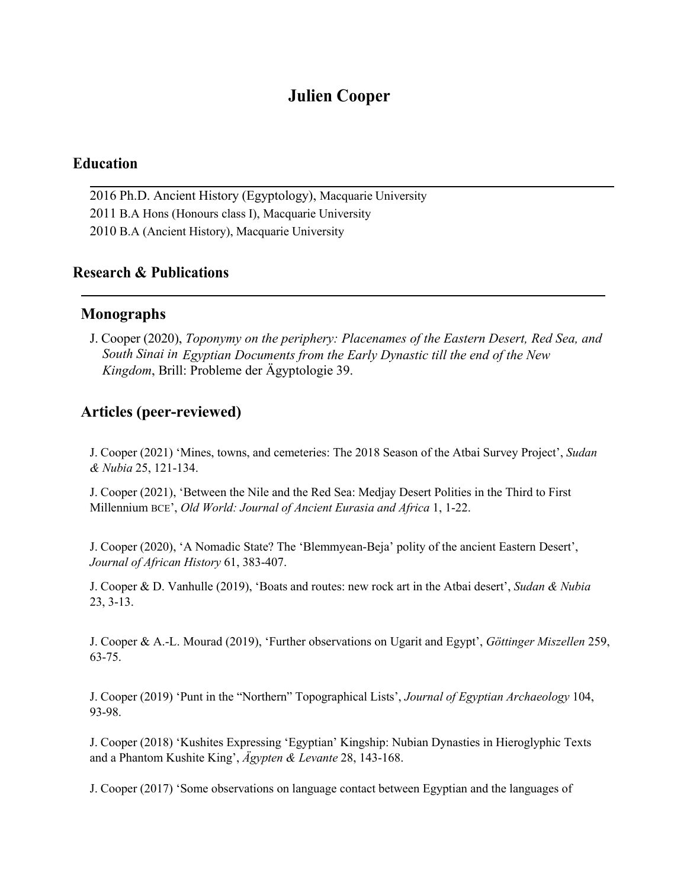# Julien Cooper

## Education

2016 Ph.D. Ancient History (Egyptology), Macquarie University
2011 B.A Hons (Honours class I), Macquarie University
2010 B.A (Ancient History), Macquarie University

## Research & Publications

### Monographs

J. Cooper (2020), *Toponymy on the periphery: Placenames of the Eastern Desert, Red Sea, and South Sinai in Egyptian Documents from the Early Dynastic till the end of the New Kingdom*, Brill: Probleme der Ägyptologie 39.

### Articles (peer-reviewed)

J. Cooper (2021) 'Mines, towns, and cemeteries: The 2018 Season of the Atbai Survey Project', *Sudan & Nubia* 25, 121-134.

J. Cooper (2021), 'Between the Nile and the Red Sea: Medjay Desert Polities in the Third to First Millennium BCE', *Old World: Journal of Ancient Eurasia and Africa* 1, 1-22.

J. Cooper (2020), 'A Nomadic State? The 'Blemmyean-Beja' polity of the ancient Eastern Desert', *Journal of African History* 61, 383-407.

J. Cooper & D. Vanhulle (2019), 'Boats and routes: new rock art in the Atbai desert', *Sudan & Nubia* 23, 3-13.

J. Cooper & A.-L. Mourad (2019), 'Further observations on Ugarit and Egypt', *Göttinger Miszellen* 259, 63-75.

J. Cooper (2019) 'Punt in the "Northern" Topographical Lists', *Journal of Egyptian Archaeology* 104, 93-98.

J. Cooper (2018) 'Kushites Expressing 'Egyptian' Kingship: Nubian Dynasties in Hieroglyphic Texts and a Phantom Kushite King', *Ägypten & Levante* 28, 143-168.

J. Cooper (2017) 'Some observations on language contact between Egyptian and the languages of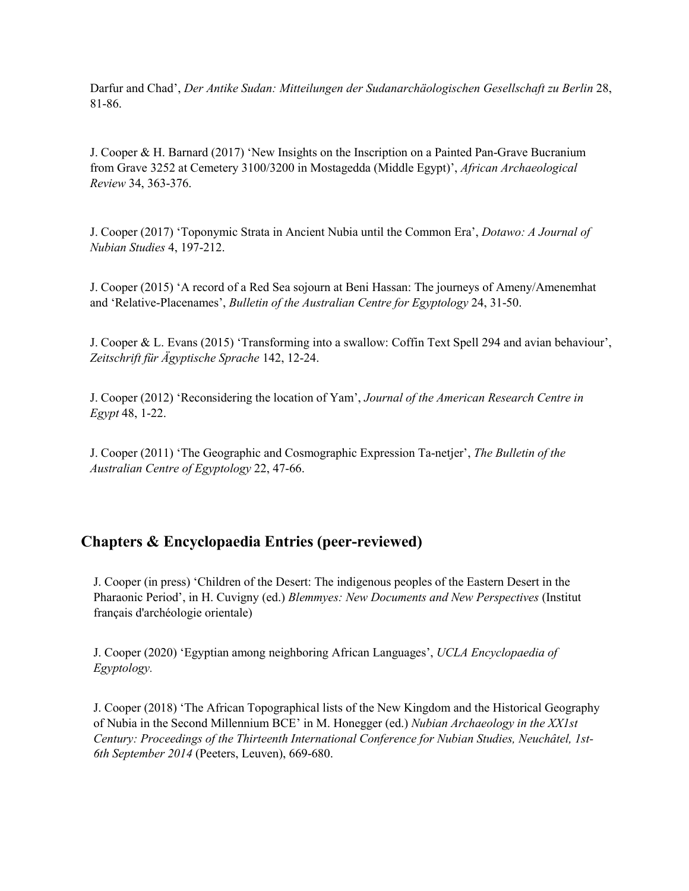Darfur and Chad', *Der Antike Sudan: Mitteilungen der Sudanarchäologischen Gesellschaft zu Berlin* 28, 81-86.

J. Cooper & H. Barnard (2017) 'New Insights on the Inscription on a Painted Pan-Grave Bucranium from Grave 3252 at Cemetery 3100/3200 in Mostagedda (Middle Egypt)', *African Archaeological Review* 34, 363-376.

J. Cooper (2017) 'Toponymic Strata in Ancient Nubia until the Common Era', *Dotawo: A Journal of Nubian Studies* 4, 197-212.

J. Cooper (2015) 'A record of a Red Sea sojourn at Beni Hassan: The journeys of Ameny/Amenemhat and 'Relative-Placenames', *Bulletin of the Australian Centre for Egyptology* 24, 31-50.

J. Cooper & L. Evans (2015) 'Transforming into a swallow: Coffin Text Spell 294 and avian behaviour', *Zeitschrift für Ägyptische Sprache* 142, 12-24.

J. Cooper (2012) 'Reconsidering the location of Yam', *Journal of the American Research Centre in Egypt* 48, 1-22.

J. Cooper (2011) 'The Geographic and Cosmographic Expression Ta-netjer', *The Bulletin of the Australian Centre of Egyptology* 22, 47-66.

## Chapters & Encyclopaedia Entries (peer-reviewed)

J. Cooper (in press) 'Children of the Desert: The indigenous peoples of the Eastern Desert in the Pharaonic Period', in H. Cuvigny (ed.) *Blemmyes: New Documents and New Perspectives* (Institut français d'archéologie orientale)

J. Cooper (2020) 'Egyptian among neighboring African Languages', *UCLA Encyclopaedia of Egyptology.*

J. Cooper (2018) 'The African Topographical lists of the New Kingdom and the Historical Geography of Nubia in the Second Millennium BCE' in M. Honegger (ed.) *Nubian Archaeology in the XX1st Century: Proceedings of the Thirteenth International Conference for Nubian Studies, Neuchâtel, 1st-6th September 2014* (Peeters, Leuven), 669-680.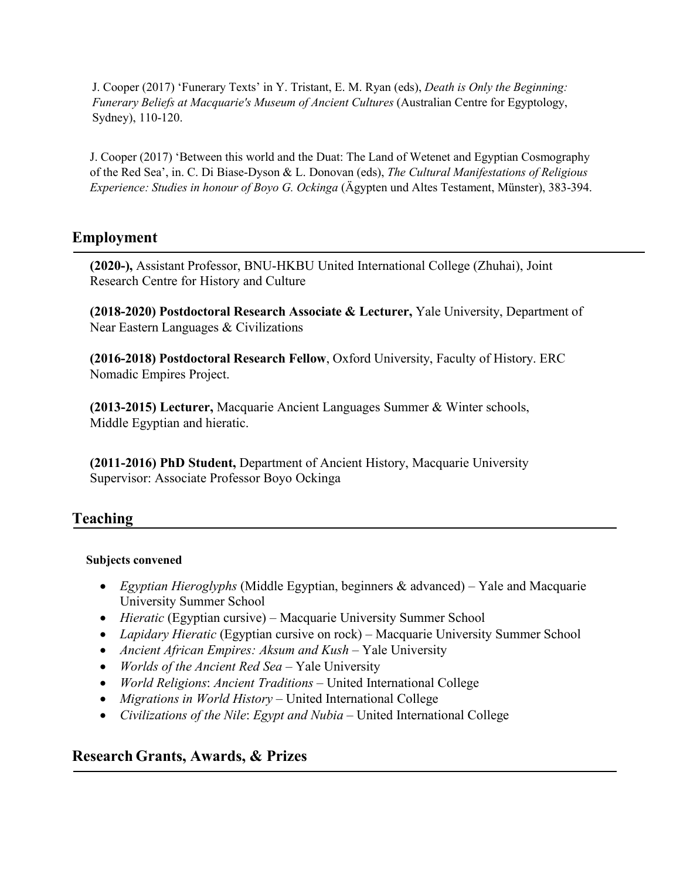J. Cooper (2017) 'Funerary Texts' in Y. Tristant, E. M. Ryan (eds), *Death is Only the Beginning: Funerary Beliefs at Macquarie's Museum of Ancient Cultures* (Australian Centre for Egyptology, Sydney), 110-120.

J. Cooper (2017) 'Between this world and the Duat: The Land of Wetenet and Egyptian Cosmography of the Red Sea', in. C. Di Biase-Dyson & L. Donovan (eds), *The Cultural Manifestations of Religious Experience: Studies in honour of Boyo G. Ockinga* (Ägypten und Altes Testament, Münster), 383-394.

## Employment

**(2020-),** Assistant Professor, BNU-HKBU United International College (Zhuhai), Joint Research Centre for History and Culture

**(2018-2020) Postdoctoral Research Associate & Lecturer,** Yale University, Department of Near Eastern Languages & Civilizations

**(2016-2018) Postdoctoral Research Fellow**, Oxford University, Faculty of History. ERC Nomadic Empires Project.

**(2013-2015) Lecturer,** Macquarie Ancient Languages Summer & Winter schools, Middle Egyptian and hieratic.

**(2011-2016) PhD Student,** Department of Ancient History, Macquarie University
Supervisor: Associate Professor Boyo Ockinga

## Teaching

**Subjects convened**

- *Egyptian Hieroglyphs* (Middle Egyptian, beginners & advanced) – Yale and Macquarie University Summer School
- *Hieratic* (Egyptian cursive) – Macquarie University Summer School
- *Lapidary Hieratic* (Egyptian cursive on rock) – Macquarie University Summer School
- *Ancient African Empires: Aksum and Kush* – Yale University
- *Worlds of the Ancient Red Sea* – Yale University
- *World Religions*: *Ancient Traditions* – United International College
- *Migrations in World History* – United International College
- *Civilizations of the Nile*: *Egypt and Nubia* – United International College

## Research Grants, Awards, & Prizes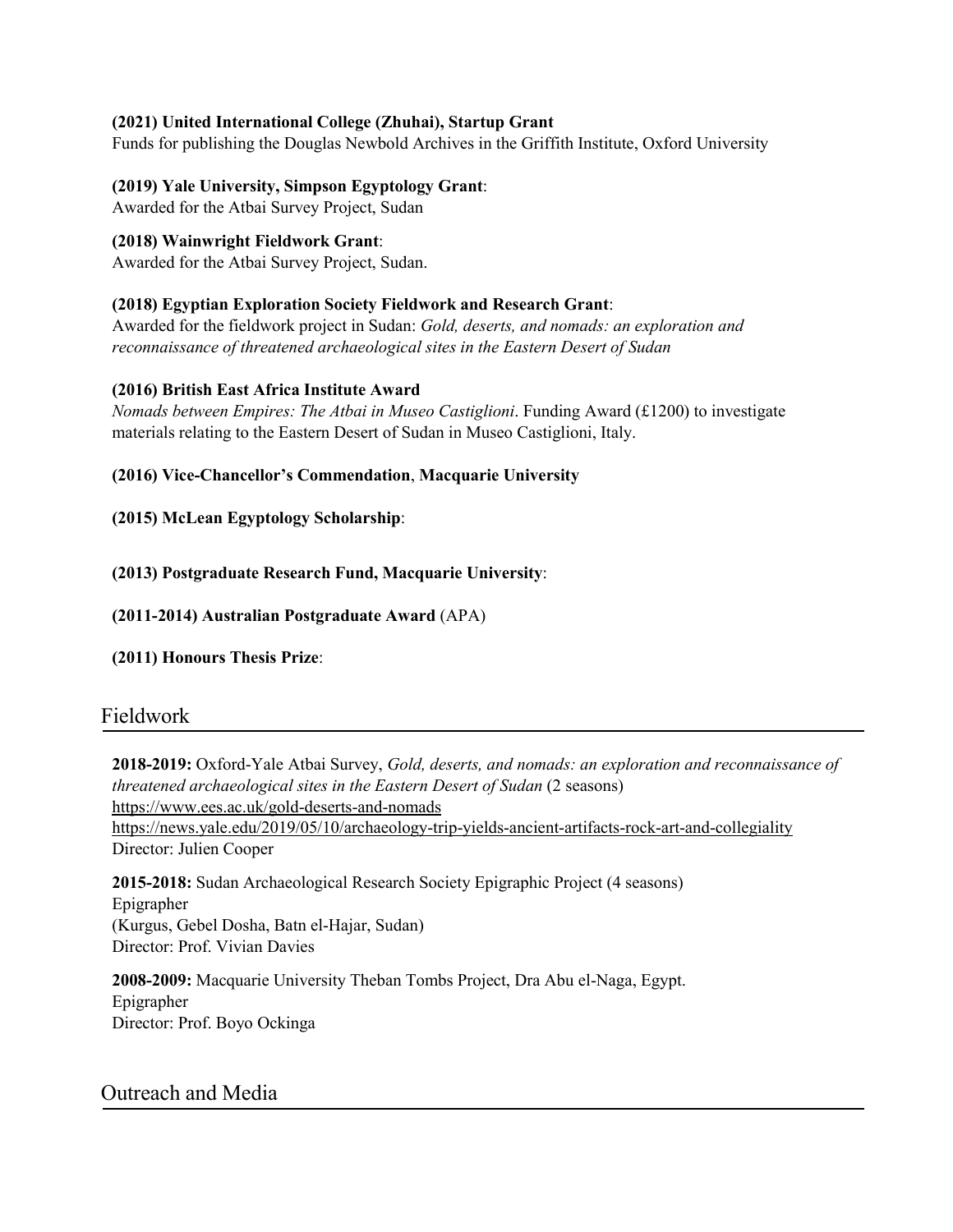**(2021) United International College (Zhuhai), Startup Grant**
Funds for publishing the Douglas Newbold Archives in the Griffith Institute, Oxford University

**(2019) Yale University, Simpson Egyptology Grant**:
Awarded for the Atbai Survey Project, Sudan

**(2018) Wainwright Fieldwork Grant**:
Awarded for the Atbai Survey Project, Sudan.

**(2018) Egyptian Exploration Society Fieldwork and Research Grant**:
Awarded for the fieldwork project in Sudan: *Gold, deserts, and nomads: an exploration and reconnaissance of threatened archaeological sites in the Eastern Desert of Sudan*

**(2016) British East Africa Institute Award**
*Nomads between Empires: The Atbai in Museo Castiglioni*. Funding Award (£1200) to investigate materials relating to the Eastern Desert of Sudan in Museo Castiglioni, Italy.

**(2016) Vice-Chancellor's Commendation**, **Macquarie University**

**(2015) McLean Egyptology Scholarship**:

**(2013) Postgraduate Research Fund, Macquarie University**:

**(2011-2014) Australian Postgraduate Award** (APA)

**(2011) Honours Thesis Prize**:

## Fieldwork

**2018-2019:** Oxford-Yale Atbai Survey, *Gold, deserts, and nomads: an exploration and reconnaissance of threatened archaeological sites in the Eastern Desert of Sudan* (2 seasons)
https://www.ees.ac.uk/gold-deserts-and-nomads
https://news.yale.edu/2019/05/10/archaeology-trip-yields-ancient-artifacts-rock-art-and-collegiality
Director: Julien Cooper

**2015-2018:** Sudan Archaeological Research Society Epigraphic Project (4 seasons)
Epigrapher
(Kurgus, Gebel Dosha, Batn el-Hajar, Sudan)
Director: Prof. Vivian Davies

**2008-2009:** Macquarie University Theban Tombs Project, Dra Abu el-Naga, Egypt.
Epigrapher
Director: Prof. Boyo Ockinga

## Outreach and Media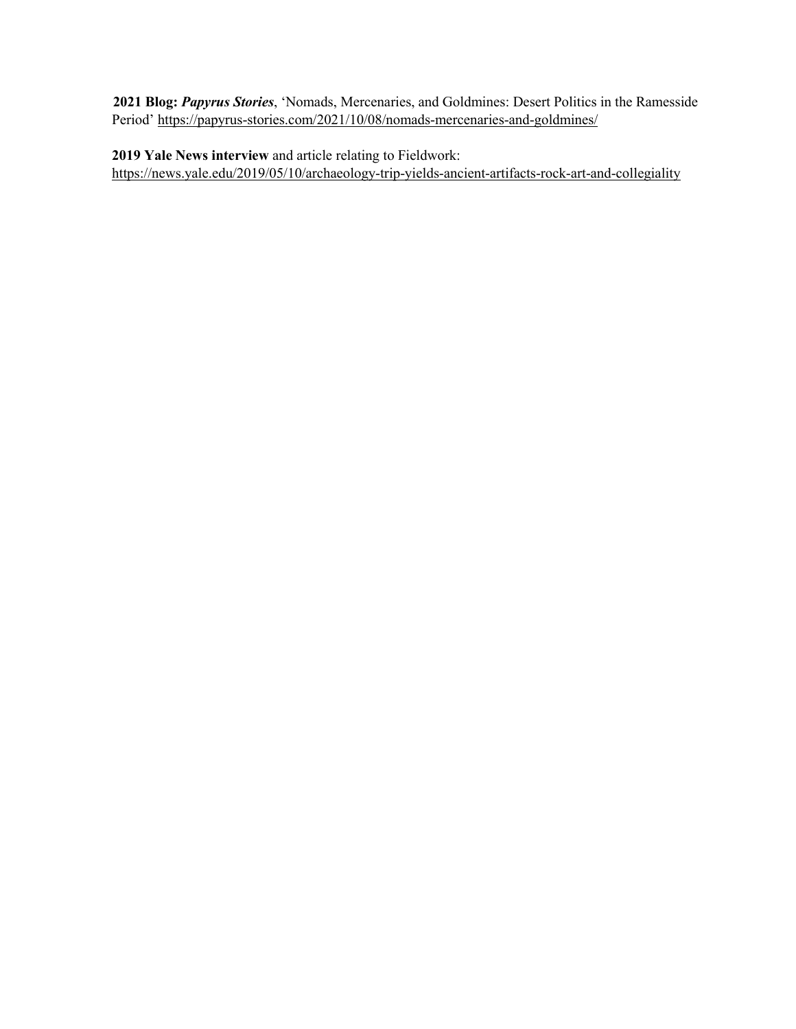**2021 Blog:** ***Papyrus Stories***, 'Nomads, Mercenaries, and Goldmines: Desert Politics in the Ramesside Period' https://papyrus-stories.com/2021/10/08/nomads-mercenaries-and-goldmines/

**2019 Yale News interview** and article relating to Fieldwork: https://news.yale.edu/2019/05/10/archaeology-trip-yields-ancient-artifacts-rock-art-and-collegiality